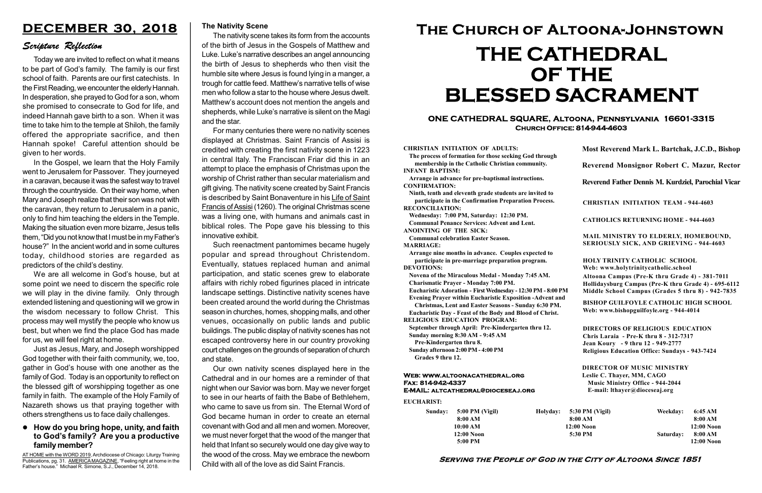# DECEMBER 30, 2018

## Scripture Reflection

Today we are invited to reflect on what it means to be part of God's family. The family is our first school of faith. Parents are our first catechists. In the First Reading, we encounter the elderly Hannah. In desperation, she prayed to God for a son, whom she promised to consecrate to God for life, and indeed Hannah gave birth to a son. When it was time to take him to the temple at Shiloh, the family offered the appropriate sacrifice, and then Hannah spoke! Careful attention should be given to her words.

In the Gospel, we learn that the Holy Family went to Jerusalem for Passover. They journeyed in a caravan, because it was the safest way to travel through the countryside. On their way home, when Mary and Joseph realize that their son was not with the caravan, they return to Jerusalem in a panic, only to find him teaching the elders in the Temple. Making the situation even more bizarre, Jesus tells them, "Did you not know that I must be in my Father's house?" In the ancient world and in some cultures today, childhood stories are regarded as predictors of the child's destiny.

We are all welcome in God's house, but at some point we need to discern the specific role we will play in the divine family. Only through extended listening and questioning will we grow in the wisdom necessary to follow Christ. This process may well mystify the people who know us best, but when we find the place God has made for us, we will feel right at home.

Just as Jesus, Mary, and Joseph worshipped God together with their faith community, we, too, gather in God's house with one another as the family of God. Today is an opportunity to reflect on the blessed gift of worshipping together as one family in faith. The example of the Holy Family of Nazareth shows us that praying together with others strengthens us to face daily challenges.

- **How do you bring hope, unity, and faith to God's family? Are you a productive family member?**

AT HOME with the WORD 2019, Archdiocese of Chicago: Liturgy Training Publications, pg. 31. AMERICA MAGAZINE, "Feeling right at home in the Father's house." Michael R. Simone, S.J., December 14, 2018.

### The Nativity Scene

The nativity scene takes its form from the accounts of the birth of Jesus in the Gospels of Matthew and Luke. Luke's narrative describes an angel announcing the birth of Jesus to shepherds who then visit the humble site where Jesus is found lying in a manger, a trough for cattle feed. Matthew's narrative tells of wise men who follow a star to the house where Jesus dwelt. Matthew's account does not mention the angels and shepherds, while Luke's narrative is silent on the Magi and the star.

For many centuries there were no nativity scenes displayed at Christmas. Saint Francis of Assisi is credited with creating the first nativity scene in 1223 in central Italy. The Franciscan Friar did this in an attempt to place the emphasis of Christmas upon the worship of Christ rather than secular materialism and gift giving. The nativity scene created by Saint Francis is described by Saint Bonaventure in his Life of Saint Francis of Assisi (1260). The original Christmas scene was a living one, with humans and animals cast in biblical roles. The Pope gave his blessing to this innovative exhibit.

Such reenactment pantomimes became hugely popular and spread throughout Christendom. Eventually, statues replaced human and animal participation, and static scenes grew to elaborate affairs with richly robed figurines placed in intricate landscape settings. Distinctive nativity scenes have been created around the world during the Christmas season in churches, homes, shopping malls, and other venues, occasionally on public lands and public buildings. The public display of nativity scenes has not escaped controversy here in our country provoking court challenges on the grounds of separation of church and state.

Our own nativity scenes displayed here in the Cathedral and in our homes are a reminder of that night when our Savior was born. May we never forget to see in our hearts of faith the Babe of Bethlehem, who came to save us from sin. The Eternal Word of God became human in order to create an eternal covenant with God and all men and women. Moreover, we must never forget that the wood of the manger that held that Infant so securely would one day give way to the wood of the cross. May we embrace the newborn Child with all of the love as did Saint Francis.

# The Church of Altoona-Johnstown
# THE CATHEDRAL OF THE BLESSED SACRAMENT

**ONE CATHEDRAL SQUARE, Altoona, Pennsylvania 16601-3315**
**Church Office: 814-944-4603**

**CHRISTIAN INITIATION OF ADULTS:**
The process of formation for those seeking God through membership in the Catholic Christian community.

**INFANT BAPTISM:**
Arrange in advance for pre-baptismal instructions.

**CONFIRMATION:**
Ninth, tenth and eleventh grade students are invited to participate in the Confirmation Preparation Process.

**RECONCILIATION:**
Wednesday: 7:00 PM, Saturday: 12:30 PM.
Communal Penance Services: Advent and Lent.

**ANOINTING OF THE SICK:**
Communal celebration Easter Season.

**MARRIAGE:**
Arrange nine months in advance. Couples expected to participate in pre-marriage preparation program.

**DEVOTIONS:**
Novena of the Miraculous Medal - Monday 7:45 AM.
Charismatic Prayer - Monday 7:00 PM.
Eucharistic Adoration - First Wednesday - 12:30 PM - 8:00 PM
Evening Prayer within Eucharistic Exposition -Advent and Christmas, Lent and Easter Seasons - Sunday 6:30 PM.
Eucharistic Day - Feast of the Body and Blood of Christ.

**RELIGIOUS EDUCATION PROGRAM:**
September through April: Pre-Kindergarten thru 12.
Sunday morning 8:30 AM - 9:45 AM
Pre-Kindergarten thru 8.
Sunday afternoon 2:00 PM - 4:00 PM
Grades 9 thru 12.

**Web: www.altoonacathedral.org**
**Fax: 814-942-4337**
**E-MAIL: altcathedral@dioceseaj.org**

**Most Reverend Mark L. Bartchak, J.C.D., Bishop**

**Reverend Monsignor Robert C. Mazur, Rector**

**Reverend Father Dennis M. Kurdziel, Parochial Vicar**

**CHRISTIAN INITIATION TEAM - 944-4603**

**CATHOLICS RETURNING HOME - 944-4603**

**MAIL MINISTRY TO ELDERLY, HOMEBOUND, SERIOUSLY SICK, AND GRIEVING - 944-4603**

**HOLY TRINITY CATHOLIC SCHOOL**
Web: www.holytrinitycatholic.school
Altoona Campus (Pre-K thru Grade 4) - 381-7011
Hollidaysburg Campus (Pre-K thru Grade 4) - 695-6112
Middle School Campus (Grades 5 thru 8) - 942-7835

**BISHOP GUILFOYLE CATHOLIC HIGH SCHOOL**
Web: www.bishopguilfoyle.org - 944-4014

**DIRECTORS OF RELIGIOUS EDUCATION**
Chris Laraia - Pre-K thru 8 - 312-7317
Jean Koury - 9 thru 12 - 949-2777
Religious Education Office: Sundays - 943-7424

**DIRECTOR OF MUSIC MINISTRY**
Leslie C. Thayer, MM, CAGO
Music Ministry Office - 944-2044
E-mail: lthayer@dioceseaj.org

**EUCHARIST:**

| Sunday: | 5:00 PM (Vigil) | Holyday: | 5:30 PM (Vigil) | Weekday: | 6:45 AM |
|---|---|---|---|---|---|
| | 8:00 AM | | 8:00 AM | | 8:00 AM |
| | 10:00 AM | | 12:00 Noon | | 12:00 Noon |
| | 12:00 Noon | | 5:30 PM | Saturday: | 8:00 AM |
| | 5:00 PM | | | | 12:00 Noon |

**Serving the People of God in the City of Altoona Since 1851**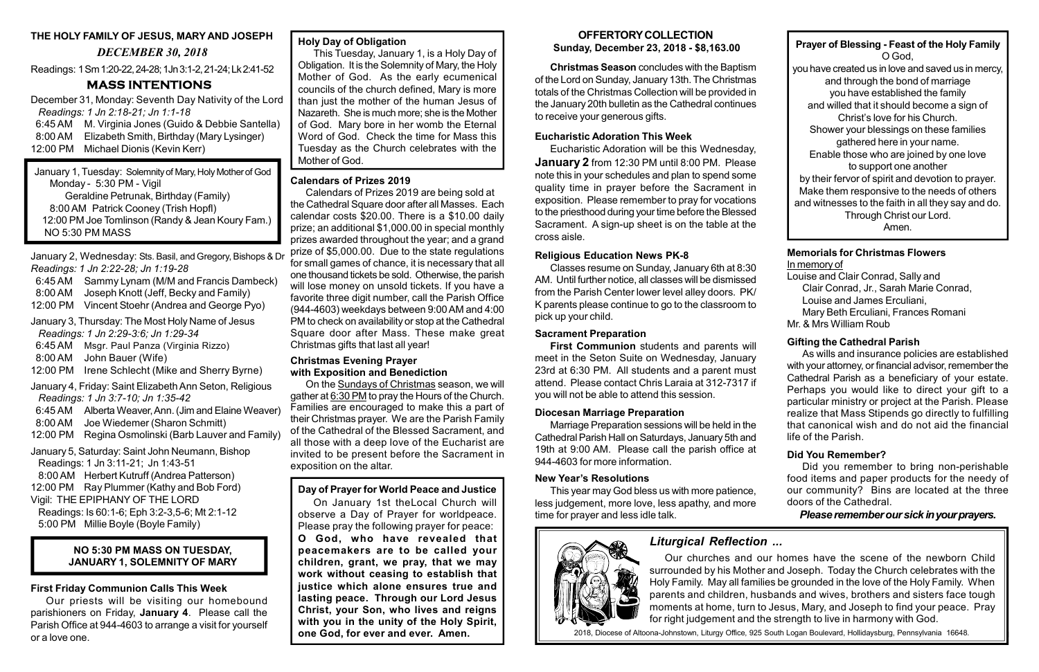## THE HOLY FAMILY OF JESUS, MARY AND JOSEPH

*DECEMBER 30, 2018*

Readings: 1 Sm 1:20-22, 24-28; 1 Jn 3:1-2, 21-24; Lk 2:41-52

### MASS INTENTIONS

December 31, Monday: Seventh Day Nativity of the Lord
*Readings: 1 Jn 2:18-21; Jn 1:1-18*
6:45 AM M. Virginia Jones (Guido & Debbie Santella)
8:00 AM Elizabeth Smith, Birthday (Mary Lysinger)
12:00 PM Michael Dionis (Kevin Kerr)

January 1, Tuesday: Solemnity of Mary, Holy Mother of God
Monday - 5:30 PM - Vigil
Geraldine Petrunak, Birthday (Family)
8:00 AM Patrick Cooney (Trish Hopfl)
12:00 PM Joe Tomlinson (Randy & Jean Koury Fam.)
NO 5:30 PM MASS

January 2, Wednesday: Sts. Basil, and Gregory, Bishops & Dr
*Readings: 1 Jn 2:22-28; Jn 1:19-28*
6:45 AM Sammy Lynam (M/M and Francis Dambeck)
8:00 AM Joseph Knott (Jeff, Becky and Family)
12:00 PM Vincent Stoehr (Andrea and George Pyo)

January 3, Thursday: The Most Holy Name of Jesus
*Readings: 1 Jn 2:29-3:6; Jn 1:29-34*
6:45 AM Msgr. Paul Panza (Virginia Rizzo)
8:00 AM John Bauer (Wife)
12:00 PM Irene Schlecht (Mike and Sherry Byrne)

January 4, Friday: Saint Elizabeth Ann Seton, Religious
*Readings: 1 Jn 3:7-10; Jn 1:35-42*
6:45 AM Alberta Weaver, Ann. (Jim and Elaine Weaver)
8:00 AM Joe Wiedemer (Sharon Schmitt)
12:00 PM Regina Osmolinski (Barb Lauver and Family)

January 5, Saturday: Saint John Neumann, Bishop
Readings: 1 Jn 3:11-21; Jn 1:43-51
8:00 AM Herbert Kutruff (Andrea Patterson)
12:00 PM Ray Plummer (Kathy and Bob Ford)
Vigil: THE EPIPHANY OF THE LORD
Readings: Is 60:1-6; Eph 3:2-3,5-6; Mt 2:1-12
5:00 PM Millie Boyle (Boyle Family)

**NO 5:30 PM MASS ON TUESDAY, JANUARY 1, SOLEMNITY OF MARY**

### First Friday Communion Calls This Week

Our priests will be visiting our homebound parishioners on Friday, **January 4**. Please call the Parish Office at 944-4603 to arrange a visit for yourself or a love one.

### Holy Day of Obligation

This Tuesday, January 1, is a Holy Day of Obligation. It is the Solemnity of Mary, the Holy Mother of God. As the early ecumenical councils of the church defined, Mary is more than just the mother of the human Jesus of Nazareth. She is much more; she is the Mother of God. Mary bore in her womb the Eternal Word of God. Check the time for Mass this Tuesday as the Church celebrates with the Mother of God.

### Calendars of Prizes 2019

Calendars of Prizes 2019 are being sold at the Cathedral Square door after all Masses. Each calendar costs $20.00. There is a $10.00 daily prize; an additional $1,000.00 in special monthly prizes awarded throughout the year; and a grand prize of $5,000.00. Due to the state regulations for small games of chance, it is necessary that all one thousand tickets be sold. Otherwise, the parish will lose money on unsold tickets. If you have a favorite three digit number, call the Parish Office (944-4603) weekdays between 9:00 AM and 4:00 PM to check on availability or stop at the Cathedral Square door after Mass. These make great Christmas gifts that last all year!

### Christmas Evening Prayer with Exposition and Benediction

On the Sundays of Christmas season, we will gather at 6:30 PM to pray the Hours of the Church. Families are encouraged to make this a part of their Christmas prayer. We are the Parish Family of the Cathedral of the Blessed Sacrament, and all those with a deep love of the Eucharist are invited to be present before the Sacrament in exposition on the altar.

### Day of Prayer for World Peace and Justice

On January 1st theLocal Church will observe a Day of Prayer for worldpeace. Please pray the following prayer for peace:
**O God, who have revealed that peacemakers are to be called your children, grant, we pray, that we may work without ceasing to establish that justice which alone ensures true and lasting peace. Through our Lord Jesus Christ, your Son, who lives and reigns with you in the unity of the Holy Spirit, one God, for ever and ever. Amen.**

### OFFERTORY COLLECTION
**Sunday, December 23, 2018 - $8,163.00**

**Christmas Season** concludes with the Baptism of the Lord on Sunday, January 13th. The Christmas totals of the Christmas Collection will be provided in the January 20th bulletin as the Cathedral continues to receive your generous gifts.

### Eucharistic Adoration This Week

Eucharistic Adoration will be this Wednesday, **January 2** from 12:30 PM until 8:00 PM. Please note this in your schedules and plan to spend some quality time in prayer before the Sacrament in exposition. Please remember to pray for vocations to the priesthood during your time before the Blessed Sacrament. A sign-up sheet is on the table at the cross aisle.

### Religious Education News PK-8

Classes resume on Sunday, January 6th at 8:30 AM. Until further notice, all classes will be dismissed from the Parish Center lower level alley doors. PK/K parents please continue to go to the classroom to pick up your child.

### Sacrament Preparation

**First Communion** students and parents will meet in the Seton Suite on Wednesday, January 23rd at 6:30 PM. All students and a parent must attend. Please contact Chris Laraia at 312-7317 if you will not be able to attend this session.

### Diocesan Marriage Preparation

Marriage Preparation sessions will be held in the Cathedral Parish Hall on Saturdays, January 5th and 19th at 9:00 AM. Please call the parish office at 944-4603 for more information.

### New Year's Resolutions

This year may God bless us with more patience, less judgement, more love, less apathy, and more time for prayer and less idle talk.

### Prayer of Blessing - Feast of the Holy Family

O God,
you have created us in love and saved us in mercy,
and through the bond of marriage
you have established the family
and willed that it should become a sign of
Christ's love for his Church.
Shower your blessings on these families
gathered here in your name.
Enable those who are joined by one love
to support one another
by their fervor of spirit and devotion to prayer.
Make them responsive to the needs of others
and witnesses to the faith in all they say and do.
Through Christ our Lord.
Amen.

### Memorials for Christmas Flowers

In memory of
Louise and Clair Conrad, Sally and Clair Conrad, Jr., Sarah Marie Conrad, Louise and James Erculiani, Mary Beth Erculiani, Frances Romani
Mr. & Mrs William Roub

### Gifting the Cathedral Parish

As wills and insurance policies are established with your attorney, or financial advisor, remember the Cathedral Parish as a beneficiary of your estate. Perhaps you would like to direct your gift to a particular ministry or project at the Parish. Please realize that Mass Stipends go directly to fulfilling that canonical wish and do not aid the financial life of the Parish.

### Did You Remember?

Did you remember to bring non-perishable food items and paper products for the needy of our community? Bins are located at the three doors of the Cathedral.

***Please remember our sick in your prayers.***

### *Liturgical Reflection ...*

Our churches and our homes have the scene of the newborn Child surrounded by his Mother and Joseph. Today the Church celebrates with the Holy Family. May all families be grounded in the love of the Holy Family. When parents and children, husbands and wives, brothers and sisters face tough moments at home, turn to Jesus, Mary, and Joseph to find your peace. Pray for right judgement and the strength to live in harmony with God.

2018, Diocese of Altoona-Johnstown, Liturgy Office, 925 South Logan Boulevard, Hollidaysburg, Pennsylvania 16648.